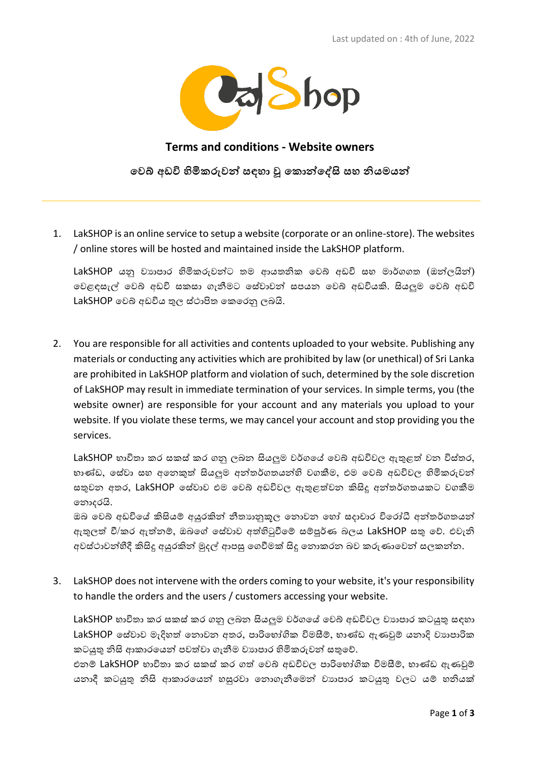Last updated on : 4th of June, 2022

## Terms and conditions - Website owners

## වෙබ් අඩවි හිමිකරුවන් සඳහා වූ කොන්දේසි සහ නියමයන්

---

1. LakSHOP is an online service to setup a website (corporate or an online-store). The websites / online stores will be hosted and maintained inside the LakSHOP platform.

   LakSHOP යනු ව්‍යාපාර හිමිකරුවන්ට තම ආයතනික වෙබ් අඩවි සහ මාර්ගගත (ඔන්ලයින්) වෙළඳසැල් වෙබ් අඩවි සකසා ගැනීමට සේවාවන් සපයන වෙබ් අඩවියකි. සියලුම වෙබ් අඩවි LakSHOP වෙබ් අඩවිය තුල ස්ථාපිත කෙරෙනු ලබයි.

2. You are responsible for all activities and contents uploaded to your website. Publishing any materials or conducting any activities which are prohibited by law (or unethical) of Sri Lanka are prohibited in LakSHOP platform and violation of such, determined by the sole discretion of LakSHOP may result in immediate termination of your services. In simple terms, you (the website owner) are responsible for your account and any materials you upload to your website. If you violate these terms, we may cancel your account and stop providing you the services.

   LakSHOP භාවිතා කර සකස් කර ගනු ලබන සියලුම වර්ගයේ වෙබ් අඩවිවල ඇතුළත් වන විස්තර, භාණ්ඩ, සේවා සහ අනෙකුත් සියලුම අන්තර්ගතයන්හි වගකීම, එම වෙබ් අඩවිවල හිමිකරුවන් සතුවන අතර, LakSHOP සේවාව එම වෙබ් අඩවිවල ඇතුළත්වන කිසිදු අන්තර්ගතයකට වගකීම නොදරයි.
   ඔබ වෙබ් අඩවියේ කිසියම් අයුරකින් නීත්‍යානුකූල නොවන හෝ සදාචාර විරෝධී අන්තර්ගතයන් ඇතුලත් වී/කර ඇත්නම්, ඔබගේ සේවාව අත්හිටුවීමේ සම්පූර්ණ බලය LakSHOP සතු වේ. එවැනි අවස්ථාවන්හීදී කිසිදු අයුරකින් මුදල් ආපසු ගෙවීමක් සිදු නොකරන බව කරුණාවෙන් සලකන්න.

3. LakSHOP does not intervene with the orders coming to your website, it's your responsibility to handle the orders and the users / customers accessing your website.

   LakSHOP භාවිතා කර සකස් කර ගනු ලබන සියලුම වර්ගයේ වෙබ් අඩවිවල ව්‍යාපාර කටයුතු සඳහා LakSHOP සේවාව මැදිහත් නොවන අතර, පාරිභෝගික විමසීම්, භාණ්ඩ ඇණවුම් යනාදි ව්‍යාපාරික කටයුතු නිසි ආකාරයෙන් පවත්වා ගැනීම ව්‍යාපාර හිමිකරුවන් සතුවේ.
   එනම් LakSHOP භාවිතා කර සකස් කර ගත් වෙබ් අඩවිවල පාරිභෝගික විමසීම්, භාණ්ඩ ඇණවුම් යනාදී කටයුතු නිසි ආකාරයෙන් හසුරවා නොගැනීමෙන් ව්‍යාපාර කටයුතු වලට යම් හනියක්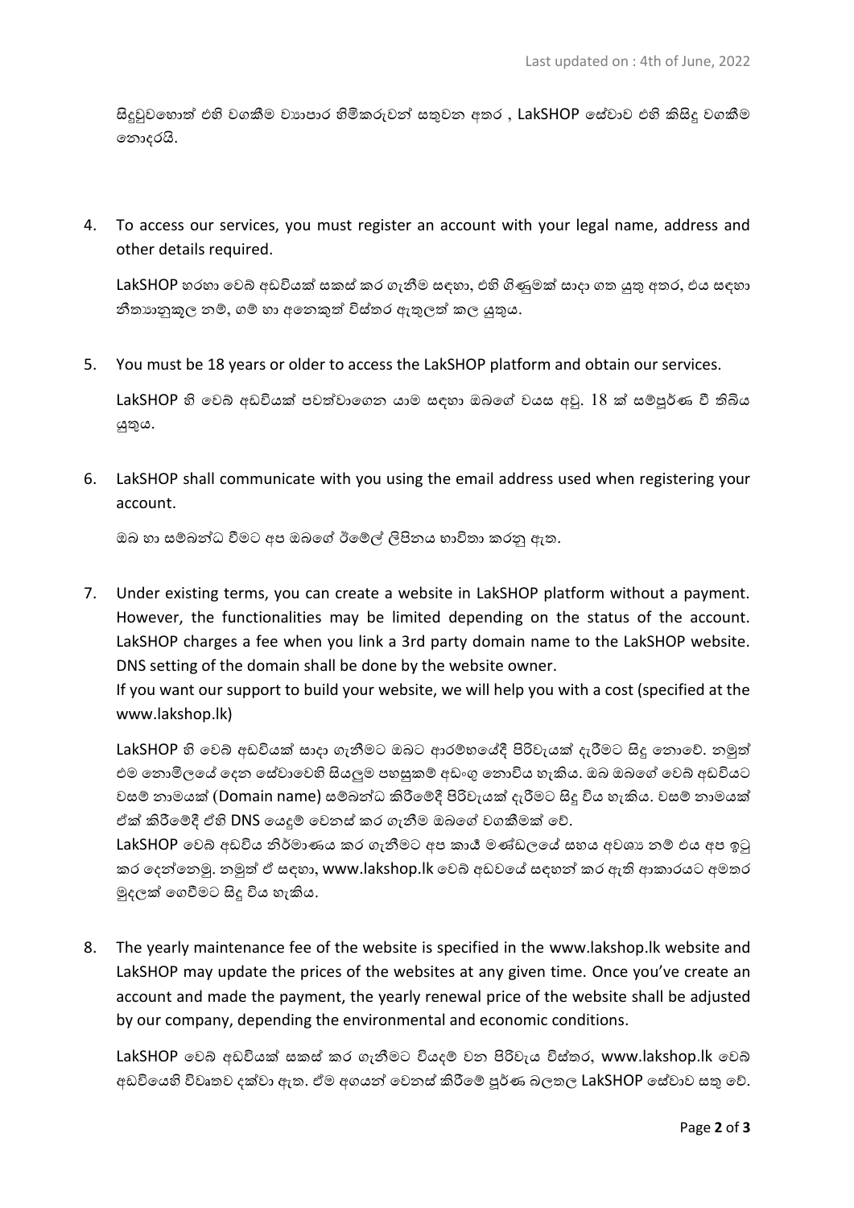සිදුවුවහොත් එහි වගකීම ව්‍යාපාර හිමිකරුවන් සතුවන අතර , LakSHOP සේවාව එහි කිසිදු වගකීම නොදරයි.

4. To access our services, you must register an account with your legal name, address and other details required.

   LakSHOP හරහා වෙබ් අඩවියක් සකස් කර ගැනීම සඳහා, එහි ගිණුමක් සාදා ගත යුතු අතර, එය සඳහා නීත්‍යානුකූල නම්, ගම් හා අනෙකුත් විස්තර ඇතුලත් කල යුතුය.

5. You must be 18 years or older to access the LakSHOP platform and obtain our services.

   LakSHOP හි වෙබ් අඩවියක් පවත්වාගෙන යාම සඳහා ඔබගේ වයස අවු. 18 ක් සම්පූර්ණ වී තිබිය යුතුය.

6. LakSHOP shall communicate with you using the email address used when registering your account.

   ඔබ හා සම්බන්ධ වීමට අප ඔබගේ ඊමේල් ලිපිනය භාවිතා කරනු ඇත.

7. Under existing terms, you can create a website in LakSHOP platform without a payment. However, the functionalities may be limited depending on the status of the account. LakSHOP charges a fee when you link a 3rd party domain name to the LakSHOP website. DNS setting of the domain shall be done by the website owner.
   If you want our support to build your website, we will help you with a cost (specified at the www.lakshop.lk)

   LakSHOP හි වෙබ් අඩවියක් සාදා ගැනීමට ඔබට ආරම්භයේදී පිරිවැයක් දැරීමට සිදු නොවේ. නමුත් එම නොමිලයේ දෙන සේවාවෙහි සියලුම පහසුකම් අඩංගු නොවිය හැකිය. ඔබ ඔබගේ වෙබ් අඩවියට වසම් නාමයක් (Domain name) සම්බන්ධ කිරීමේදී පිරිවැයක් දැරීමට සිදු විය හැකිය. වසම් නාමයක් ඒක් කිරීමේදී ඒහි DNS යෙදුම් වෙනස් කර ගැනීම ඔබගේ වගකීමක් වේ.
   LakSHOP වෙබ් අඩවිය නිර්මාණය කර ගැනීමට අප කාර්‍ය මණ්ඩලයේ සහය අවශ්‍ය නම් එය අප ඉටු කර දෙන්නෙමු. නමුත් ඒ සඳහා, www.lakshop.lk වෙබ් අඩවයේ සඳහන් කර ඇති ආකාරයට අමතර මුදලක් ගෙවීමට සිදු විය හැකිය.

8. The yearly maintenance fee of the website is specified in the www.lakshop.lk website and LakSHOP may update the prices of the websites at any given time. Once you've create an account and made the payment, the yearly renewal price of the website shall be adjusted by our company, depending the environmental and economic conditions.

   LakSHOP වෙබ් අඩවියක් සකස් කර ගැනීමට වියදම් වන පිරිවැය විස්තර, www.lakshop.lk වෙබ් අඩවියෙහි විවෘතව දක්වා ඇත. ඒම අගයන් වෙනස් කිරීමේ පූර්ණ බලතල LakSHOP සේවාව සතු වේ.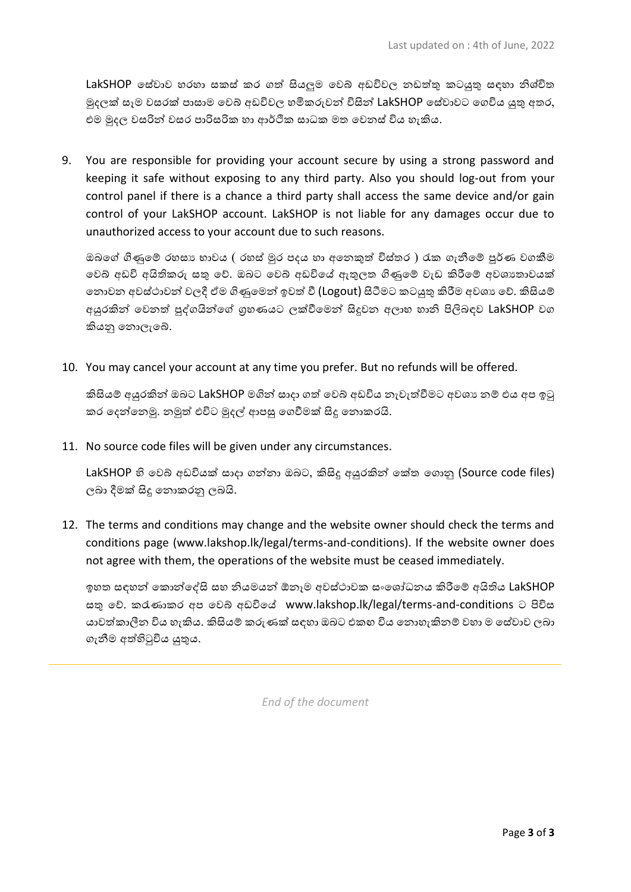Last updated on : 4th of June, 2022

LakSHOP සේවාව හරහා සකස් කර ගත් සියලුම වෙබ් අඩවිවල නඩත්තු කටයුතු සඳහා නිශ්චිත මුදලක් සෑම වසරක් පාසාම වෙබ් අඩවිවල හමිකරුවන් විසින් LakSHOP සේවාවට ගෙවිය යුතු අතර, එම මුදල වසරින් වසර පාරිසරික හා ආර්ථික සාධක මත වෙනස් විය හැකිය.

9. You are responsible for providing your account secure by using a strong password and keeping it safe without exposing to any third party. Also you should log-out from your control panel if there is a chance a third party shall access the same device and/or gain control of your LakSHOP account. LakSHOP is not liable for any damages occur due to unauthorized access to your account due to such reasons.

   ඔබගේ ගිණුමේ රහස්‍ය භාවය ( රහස් මුර පදය හා අනෙකුත් විස්තර ) රැක ගැනීමේ පූර්ණ වගකීම වෙබ් අඩවි අයිතිකරු සතු වේ. ඔබට වෙබ් අඩවියේ ඇතුලත ගිණුමේ වැඩ කිරීමේ අවශ්‍යතාවයක් නොවන අවස්ථාවන් වලදී ඒම ගිණුමෙන් ඉවත් වී (Logout) සිටීමට කටයුතු කිරීම අවශ්‍ය වේ. කිසියම් අයුරකින් වෙනත් පුද්ගයින්ගේ ග්‍රහණයට ලක්වීමෙන් සිදුවන අලාභ හානි පිලිබඳව LakSHOP වග කියනු නොලැබේ.

10. You may cancel your account at any time you prefer. But no refunds will be offered.

   කිසියම් අයුරකින් ඔබට LakSHOP මගින් සාදා ගත් වෙබ් අඩවිය නැවැත්වීමට අවශ්‍ය නම් එය අප ඉටු කර දෙන්නෙමු. නමුත් එවිට මුදල් ආපසු ගෙවීමක් සිදු නොකරයි.

11. No source code files will be given under any circumstances.

   LakSHOP හි වෙබ් අඩවියක් සාදා ගන්නා ඔබට, කිසිදු අයුරකින් කේත ගොනු (Source code files) ලබා දීමක් සිදු නොකරනු ලබයි.

12. The terms and conditions may change and the website owner should check the terms and conditions page (www.lakshop.lk/legal/terms-and-conditions). If the website owner does not agree with them, the operations of the website must be ceased immediately.

   ඉහත සඳහන් කොන්දේසි සහ නියමයන් ඕනෑම අවස්ථාවක සංශෝධනය කිරීමේ අයිතිය LakSHOP සතු වේ. කරුණාකර අප වෙබ් අඩවියේ www.lakshop.lk/legal/terms-and-conditions ට පිවිස යාවත්කාලීන විය හැකිය. කිසියම් කරුණක් සඳහා ඔබට එකඟ විය නොහැකිනම් වහා ම සේවාව ලබා ගැනීම අත්හිටුවිය යුතුය.

---

*End of the document*